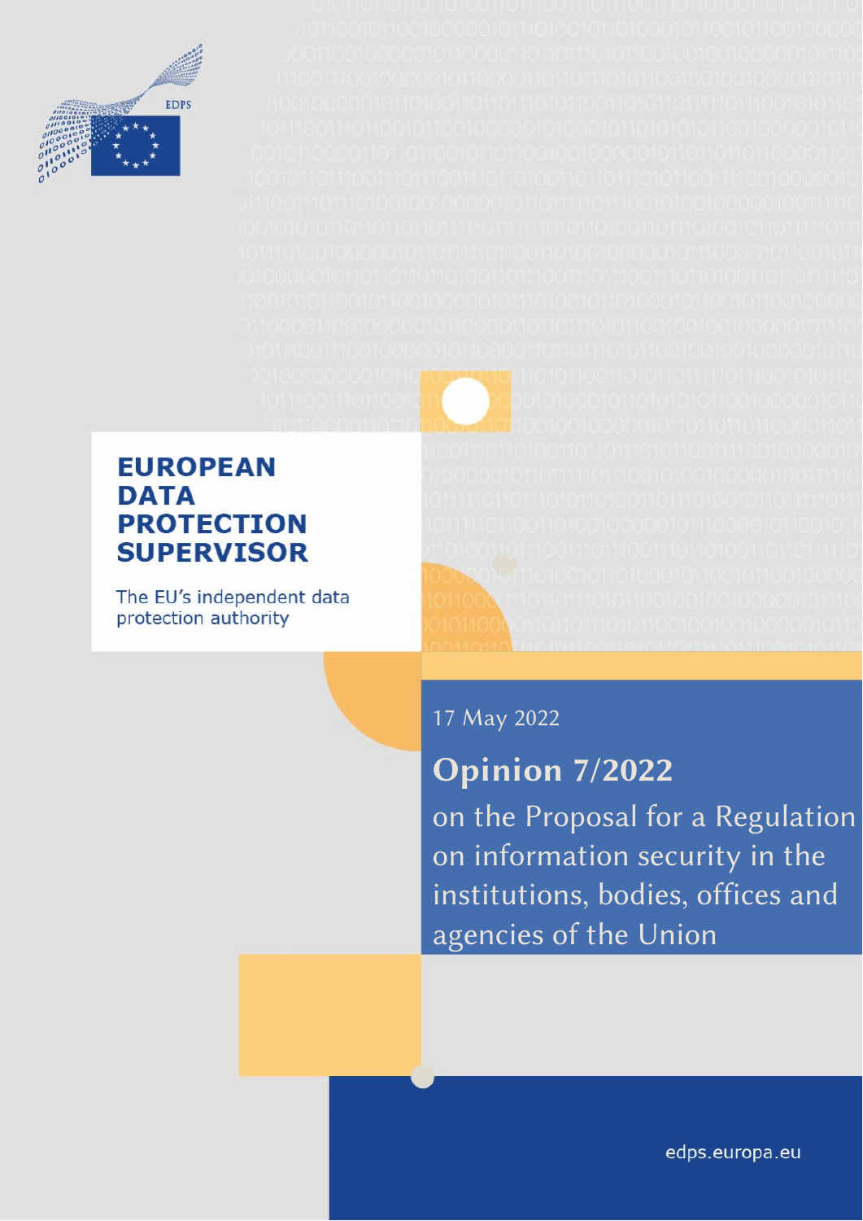EDPS

# EUROPEAN DATA PROTECTION SUPERVISOR

The EU's independent data protection authority

17 May 2022

## Opinion 7/2022

on the Proposal for a Regulation on information security in the institutions, bodies, offices and agencies of the Union

edps.europa.eu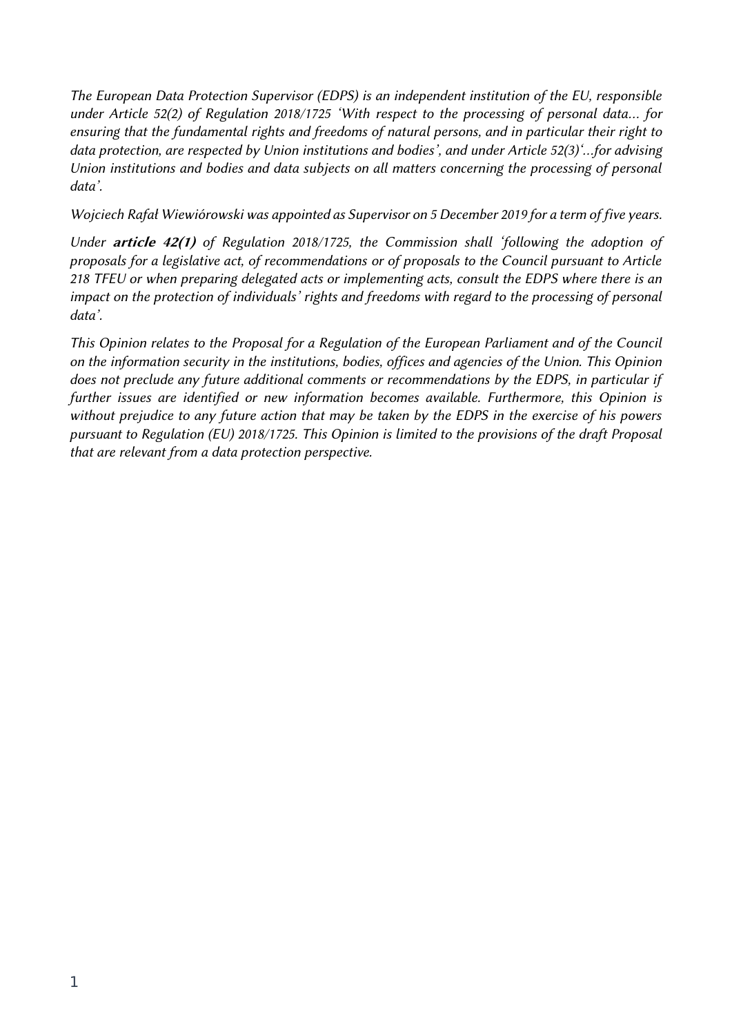*The European Data Protection Supervisor (EDPS) is an independent institution of the EU, responsible under Article 52(2) of Regulation 2018/1725 'With respect to the processing of personal data… for ensuring that the fundamental rights and freedoms of natural persons, and in particular their right to data protection, are respected by Union institutions and bodies', and under Article 52(3)'…for advising Union institutions and bodies and data subjects on all matters concerning the processing of personal data'.*

*Wojciech Rafał Wiewiórowski was appointed as Supervisor on 5 December 2019 for a term of five years.*

*Under **article 42(1)** of Regulation 2018/1725, the Commission shall 'following the adoption of proposals for a legislative act, of recommendations or of proposals to the Council pursuant to Article 218 TFEU or when preparing delegated acts or implementing acts, consult the EDPS where there is an impact on the protection of individuals' rights and freedoms with regard to the processing of personal data'.*

*This Opinion relates to the Proposal for a Regulation of the European Parliament and of the Council on the information security in the institutions, bodies, offices and agencies of the Union. This Opinion does not preclude any future additional comments or recommendations by the EDPS, in particular if further issues are identified or new information becomes available. Furthermore, this Opinion is without prejudice to any future action that may be taken by the EDPS in the exercise of his powers pursuant to Regulation (EU) 2018/1725. This Opinion is limited to the provisions of the draft Proposal that are relevant from a data protection perspective.*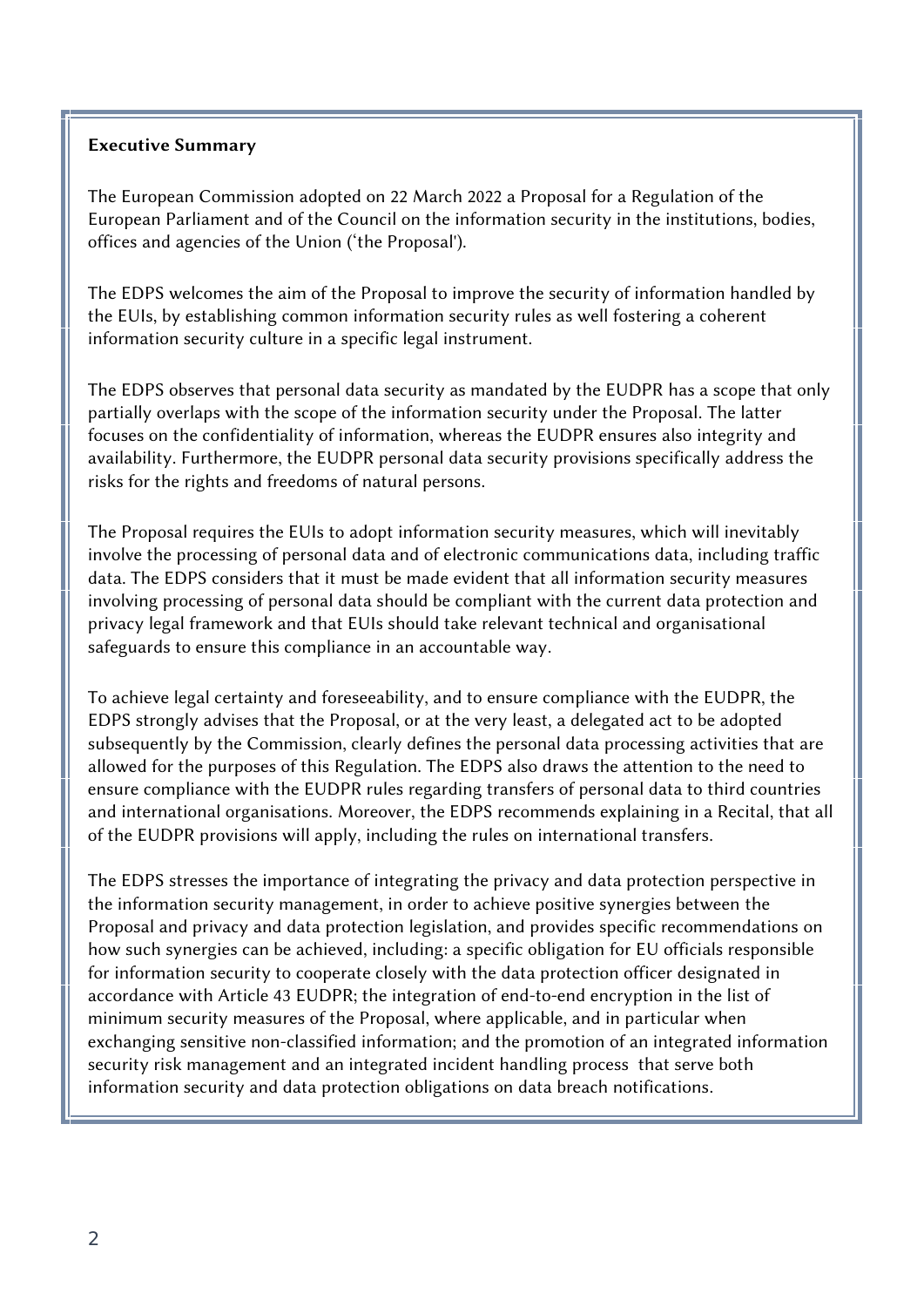## Executive Summary

The European Commission adopted on 22 March 2022 a Proposal for a Regulation of the European Parliament and of the Council on the information security in the institutions, bodies, offices and agencies of the Union ('the Proposal').

The EDPS welcomes the aim of the Proposal to improve the security of information handled by the EUIs, by establishing common information security rules as well fostering a coherent information security culture in a specific legal instrument.

The EDPS observes that personal data security as mandated by the EUDPR has a scope that only partially overlaps with the scope of the information security under the Proposal. The latter focuses on the confidentiality of information, whereas the EUDPR ensures also integrity and availability. Furthermore, the EUDPR personal data security provisions specifically address the risks for the rights and freedoms of natural persons.

The Proposal requires the EUIs to adopt information security measures, which will inevitably involve the processing of personal data and of electronic communications data, including traffic data. The EDPS considers that it must be made evident that all information security measures involving processing of personal data should be compliant with the current data protection and privacy legal framework and that EUIs should take relevant technical and organisational safeguards to ensure this compliance in an accountable way.

To achieve legal certainty and foreseeability, and to ensure compliance with the EUDPR, the EDPS strongly advises that the Proposal, or at the very least, a delegated act to be adopted subsequently by the Commission, clearly defines the personal data processing activities that are allowed for the purposes of this Regulation. The EDPS also draws the attention to the need to ensure compliance with the EUDPR rules regarding transfers of personal data to third countries and international organisations. Moreover, the EDPS recommends explaining in a Recital, that all of the EUDPR provisions will apply, including the rules on international transfers.

The EDPS stresses the importance of integrating the privacy and data protection perspective in the information security management, in order to achieve positive synergies between the Proposal and privacy and data protection legislation, and provides specific recommendations on how such synergies can be achieved, including: a specific obligation for EU officials responsible for information security to cooperate closely with the data protection officer designated in accordance with Article 43 EUDPR; the integration of end-to-end encryption in the list of minimum security measures of the Proposal, where applicable, and in particular when exchanging sensitive non-classified information; and the promotion of an integrated information security risk management and an integrated incident handling process that serve both information security and data protection obligations on data breach notifications.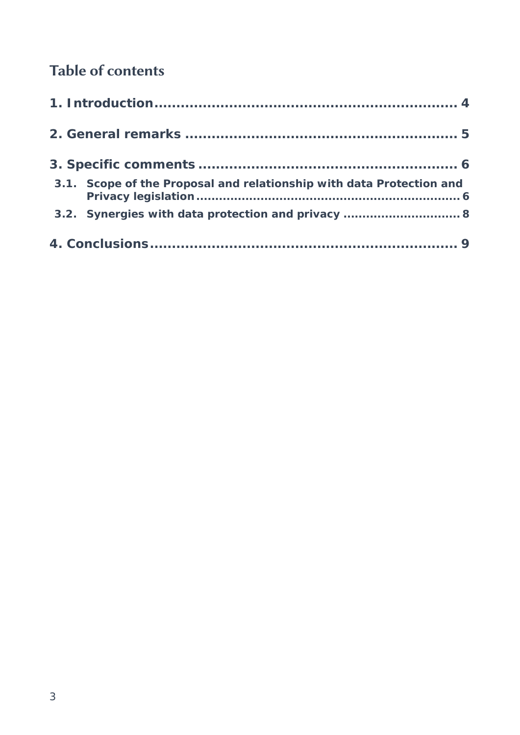## Table of contents

1. Introduction .................................................................. 4

2. General remarks .............................................................. 5

3. Specific comments ........................................................... 6

   3.1. Scope of the Proposal and relationship with data Protection and Privacy legislation .................................................................. 6

   3.2. Synergies with data protection and privacy .............................. 8

4. Conclusions ...................................................................... 9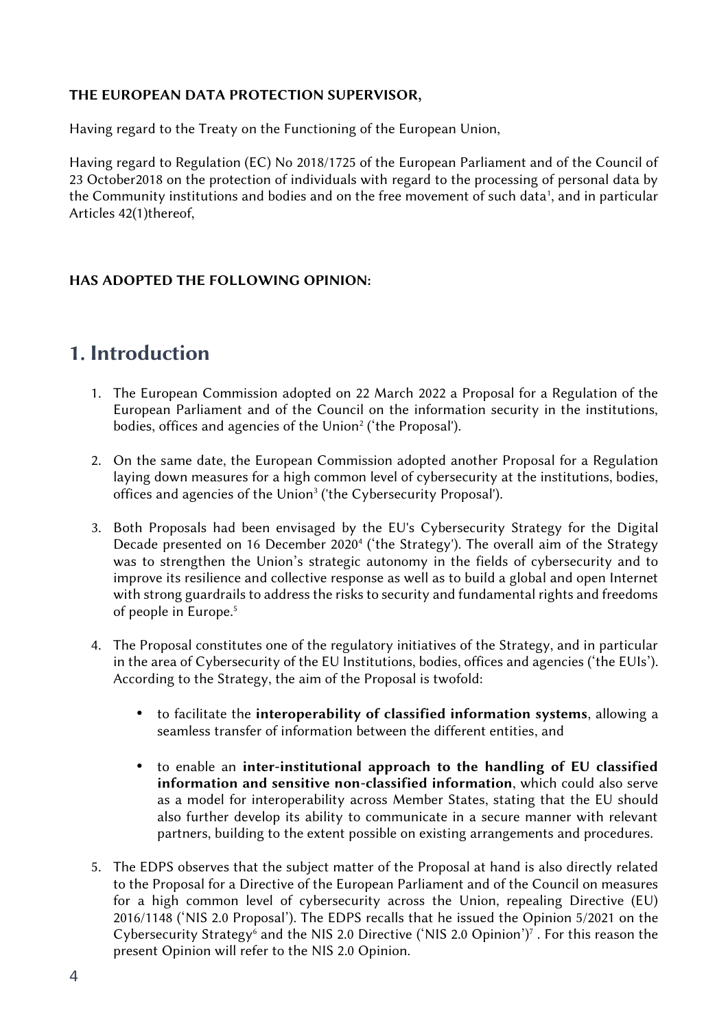**THE EUROPEAN DATA PROTECTION SUPERVISOR,**

Having regard to the Treaty on the Functioning of the European Union,

Having regard to Regulation (EC) No 2018/1725 of the European Parliament and of the Council of 23 October2018 on the protection of individuals with regard to the processing of personal data by the Community institutions and bodies and on the free movement of such data[1], and in particular Articles 42(1)thereof,

**HAS ADOPTED THE FOLLOWING OPINION:**

# 1. Introduction

1. The European Commission adopted on 22 March 2022 a Proposal for a Regulation of the European Parliament and of the Council on the information security in the institutions, bodies, offices and agencies of the Union[2] ('the Proposal').

2. On the same date, the European Commission adopted another Proposal for a Regulation laying down measures for a high common level of cybersecurity at the institutions, bodies, offices and agencies of the Union[3] ('the Cybersecurity Proposal').

3. Both Proposals had been envisaged by the EU's Cybersecurity Strategy for the Digital Decade presented on 16 December 2020[4] ('the Strategy'). The overall aim of the Strategy was to strengthen the Union's strategic autonomy in the fields of cybersecurity and to improve its resilience and collective response as well as to build a global and open Internet with strong guardrails to address the risks to security and fundamental rights and freedoms of people in Europe.[5]

4. The Proposal constitutes one of the regulatory initiatives of the Strategy, and in particular in the area of Cybersecurity of the EU Institutions, bodies, offices and agencies ('the EUIs'). According to the Strategy, the aim of the Proposal is twofold:

   - to facilitate the **interoperability of classified information systems**, allowing a seamless transfer of information between the different entities, and

   - to enable an **inter-institutional approach to the handling of EU classified information and sensitive non-classified information**, which could also serve as a model for interoperability across Member States, stating that the EU should also further develop its ability to communicate in a secure manner with relevant partners, building to the extent possible on existing arrangements and procedures.

5. The EDPS observes that the subject matter of the Proposal at hand is also directly related to the Proposal for a Directive of the European Parliament and of the Council on measures for a high common level of cybersecurity across the Union, repealing Directive (EU) 2016/1148 ('NIS 2.0 Proposal'). The EDPS recalls that he issued the Opinion 5/2021 on the Cybersecurity Strategy[6] and the NIS 2.0 Directive ('NIS 2.0 Opinion')[7] . For this reason the present Opinion will refer to the NIS 2.0 Opinion.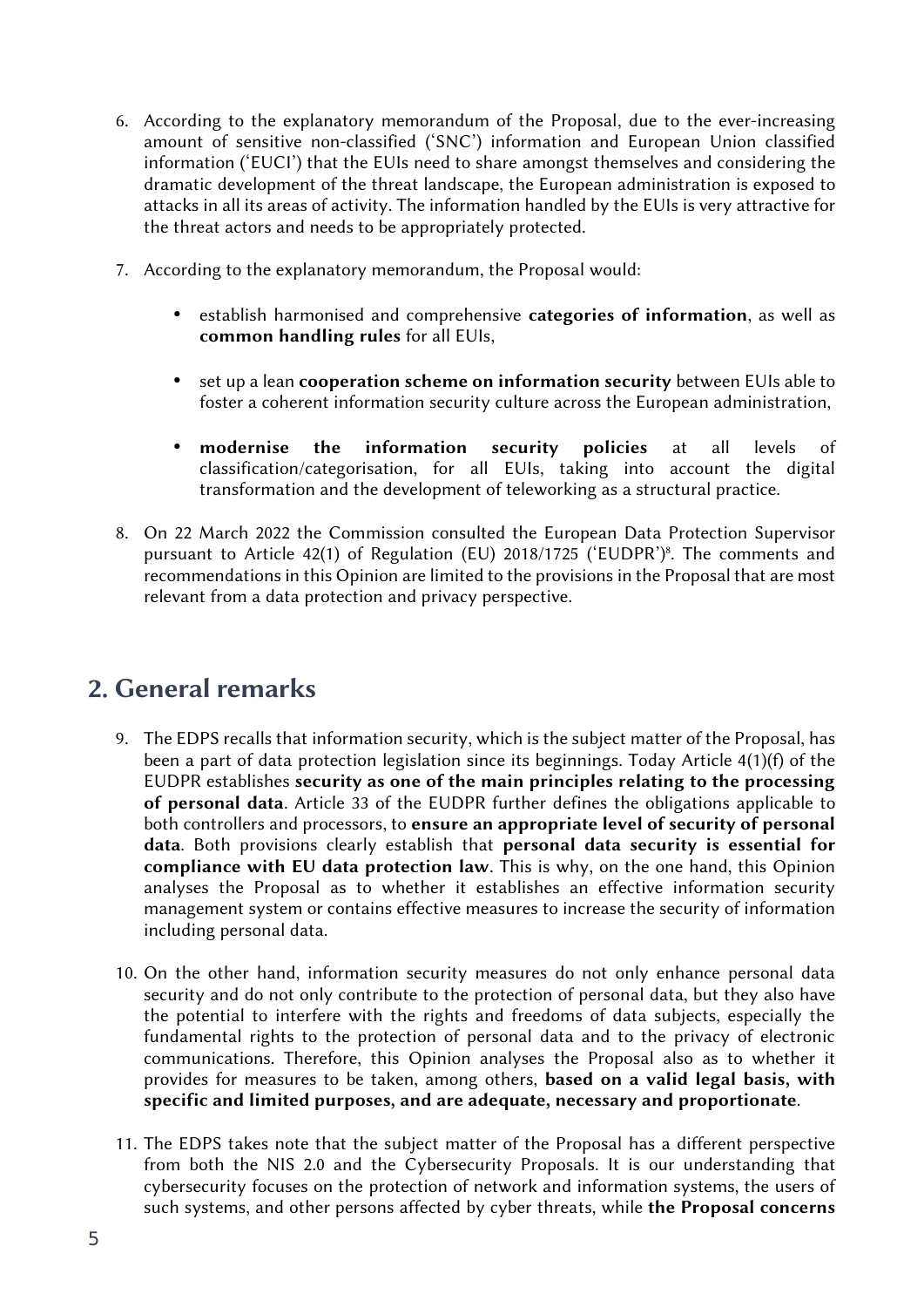6. According to the explanatory memorandum of the Proposal, due to the ever-increasing amount of sensitive non-classified ('SNC') information and European Union classified information ('EUCI') that the EUIs need to share amongst themselves and considering the dramatic development of the threat landscape, the European administration is exposed to attacks in all its areas of activity. The information handled by the EUIs is very attractive for the threat actors and needs to be appropriately protected.

7. According to the explanatory memorandum, the Proposal would:

   - establish harmonised and comprehensive **categories of information**, as well as **common handling rules** for all EUIs,
   - set up a lean **cooperation scheme on information security** between EUIs able to foster a coherent information security culture across the European administration,
   - **modernise the information security policies** at all levels of classification/categorisation, for all EUIs, taking into account the digital transformation and the development of teleworking as a structural practice.

8. On 22 March 2022 the Commission consulted the European Data Protection Supervisor pursuant to Article 42(1) of Regulation (EU) 2018/1725 ('EUDPR')[8]. The comments and recommendations in this Opinion are limited to the provisions in the Proposal that are most relevant from a data protection and privacy perspective.

## 2. General remarks

9. The EDPS recalls that information security, which is the subject matter of the Proposal, has been a part of data protection legislation since its beginnings. Today Article 4(1)(f) of the EUDPR establishes **security as one of the main principles relating to the processing of personal data**. Article 33 of the EUDPR further defines the obligations applicable to both controllers and processors, to **ensure an appropriate level of security of personal data**. Both provisions clearly establish that **personal data security is essential for compliance with EU data protection law**. This is why, on the one hand, this Opinion analyses the Proposal as to whether it establishes an effective information security management system or contains effective measures to increase the security of information including personal data.

10. On the other hand, information security measures do not only enhance personal data security and do not only contribute to the protection of personal data, but they also have the potential to interfere with the rights and freedoms of data subjects, especially the fundamental rights to the protection of personal data and to the privacy of electronic communications. Therefore, this Opinion analyses the Proposal also as to whether it provides for measures to be taken, among others, **based on a valid legal basis, with specific and limited purposes, and are adequate, necessary and proportionate**.

11. The EDPS takes note that the subject matter of the Proposal has a different perspective from both the NIS 2.0 and the Cybersecurity Proposals. It is our understanding that cybersecurity focuses on the protection of network and information systems, the users of such systems, and other persons affected by cyber threats, while **the Proposal concerns**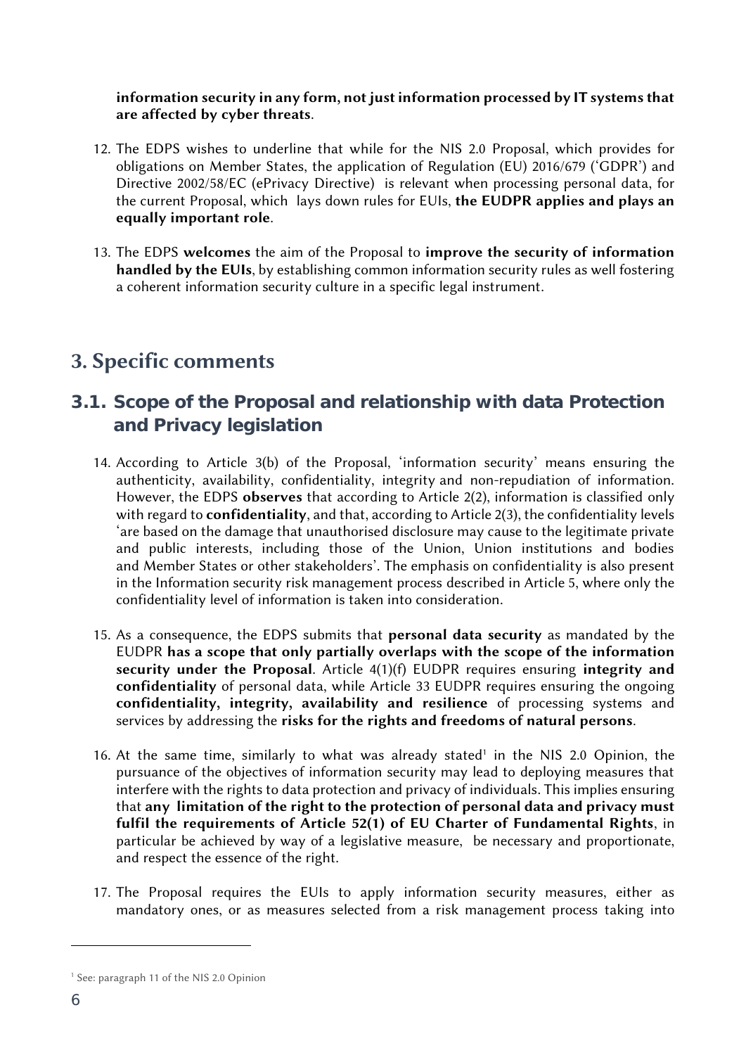**information security in any form, not just information processed by IT systems that are affected by cyber threats**.

12. The EDPS wishes to underline that while for the NIS 2.0 Proposal, which provides for obligations on Member States, the application of Regulation (EU) 2016/679 ('GDPR') and Directive 2002/58/EC (ePrivacy Directive) is relevant when processing personal data, for the current Proposal, which lays down rules for EUIs, **the EUDPR applies and plays an equally important role**.

13. The EDPS **welcomes** the aim of the Proposal to **improve the security of information handled by the EUIs**, by establishing common information security rules as well fostering a coherent information security culture in a specific legal instrument.

# 3. Specific comments

## 3.1. Scope of the Proposal and relationship with data Protection and Privacy legislation

14. According to Article 3(b) of the Proposal, 'information security' means ensuring the authenticity, availability, confidentiality, integrity and non-repudiation of information. However, the EDPS **observes** that according to Article 2(2), information is classified only with regard to **confidentiality**, and that, according to Article 2(3), the confidentiality levels 'are based on the damage that unauthorised disclosure may cause to the legitimate private and public interests, including those of the Union, Union institutions and bodies and Member States or other stakeholders'. The emphasis on confidentiality is also present in the Information security risk management process described in Article 5, where only the confidentiality level of information is taken into consideration.

15. As a consequence, the EDPS submits that **personal data security** as mandated by the EUDPR **has a scope that only partially overlaps with the scope of the information security under the Proposal**. Article 4(1)(f) EUDPR requires ensuring **integrity and confidentiality** of personal data, while Article 33 EUDPR requires ensuring the ongoing **confidentiality, integrity, availability and resilience** of processing systems and services by addressing the **risks for the rights and freedoms of natural persons**.

16. At the same time, similarly to what was already stated[1] in the NIS 2.0 Opinion, the pursuance of the objectives of information security may lead to deploying measures that interfere with the rights to data protection and privacy of individuals. This implies ensuring that **any limitation of the right to the protection of personal data and privacy must fulfil the requirements of Article 52(1) of EU Charter of Fundamental Rights**, in particular be achieved by way of a legislative measure, be necessary and proportionate, and respect the essence of the right.

17. The Proposal requires the EUIs to apply information security measures, either as mandatory ones, or as measures selected from a risk management process taking into

[1] See: paragraph 11 of the NIS 2.0 Opinion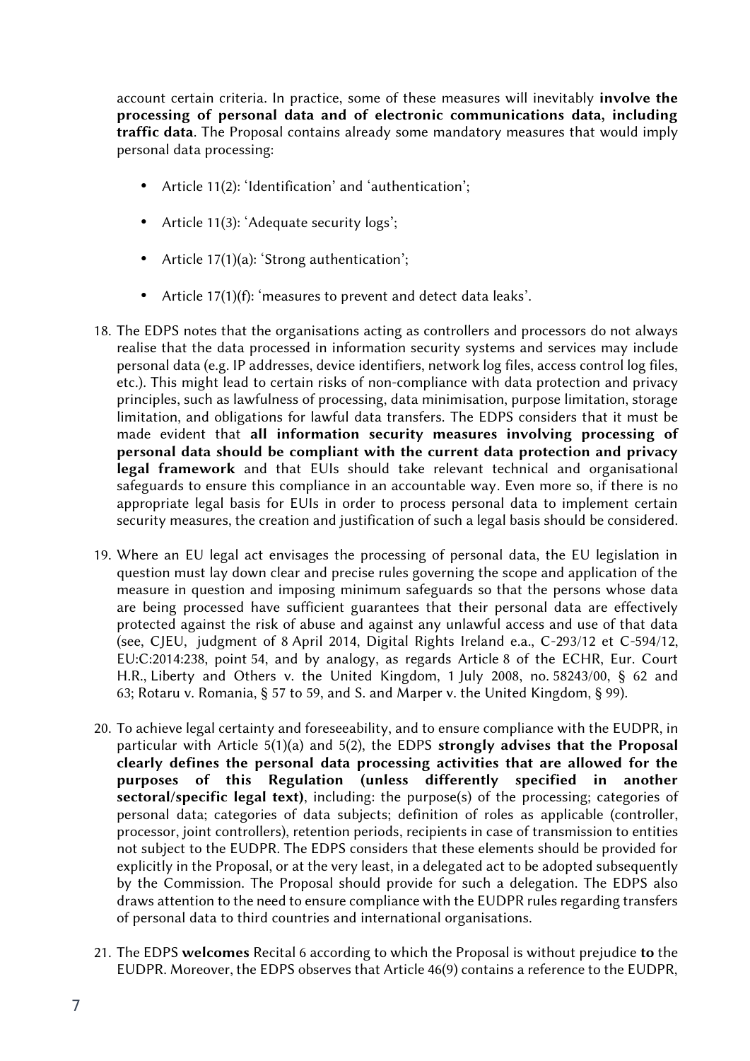account certain criteria. In practice, some of these measures will inevitably **involve the processing of personal data and of electronic communications data, including traffic data**. The Proposal contains already some mandatory measures that would imply personal data processing:

- Article 11(2): 'Identification' and 'authentication';
- Article 11(3): 'Adequate security logs';
- Article 17(1)(a): 'Strong authentication';
- Article 17(1)(f): 'measures to prevent and detect data leaks'.

18. The EDPS notes that the organisations acting as controllers and processors do not always realise that the data processed in information security systems and services may include personal data (e.g. IP addresses, device identifiers, network log files, access control log files, etc.). This might lead to certain risks of non-compliance with data protection and privacy principles, such as lawfulness of processing, data minimisation, purpose limitation, storage limitation, and obligations for lawful data transfers. The EDPS considers that it must be made evident that **all information security measures involving processing of personal data should be compliant with the current data protection and privacy legal framework** and that EUIs should take relevant technical and organisational safeguards to ensure this compliance in an accountable way. Even more so, if there is no appropriate legal basis for EUIs in order to process personal data to implement certain security measures, the creation and justification of such a legal basis should be considered.

19. Where an EU legal act envisages the processing of personal data, the EU legislation in question must lay down clear and precise rules governing the scope and application of the measure in question and imposing minimum safeguards so that the persons whose data are being processed have sufficient guarantees that their personal data are effectively protected against the risk of abuse and against any unlawful access and use of that data (see, CJEU, judgment of 8 April 2014, Digital Rights Ireland e.a., C-293/12 et C-594/12, EU:C:2014:238, point 54, and by analogy, as regards Article 8 of the ECHR, Eur. Court H.R., Liberty and Others v. the United Kingdom, 1 July 2008, no. 58243/00, § 62 and 63; Rotaru v. Romania, § 57 to 59, and S. and Marper v. the United Kingdom, § 99).

20. To achieve legal certainty and foreseeability, and to ensure compliance with the EUDPR, in particular with Article 5(1)(a) and 5(2), the EDPS **strongly advises that the Proposal clearly defines the personal data processing activities that are allowed for the purposes of this Regulation (unless differently specified in another sectoral/specific legal text)**, including: the purpose(s) of the processing; categories of personal data; categories of data subjects; definition of roles as applicable (controller, processor, joint controllers), retention periods, recipients in case of transmission to entities not subject to the EUDPR. The EDPS considers that these elements should be provided for explicitly in the Proposal, or at the very least, in a delegated act to be adopted subsequently by the Commission. The Proposal should provide for such a delegation. The EDPS also draws attention to the need to ensure compliance with the EUDPR rules regarding transfers of personal data to third countries and international organisations.

21. The EDPS **welcomes** Recital 6 according to which the Proposal is without prejudice **to** the EUDPR. Moreover, the EDPS observes that Article 46(9) contains a reference to the EUDPR,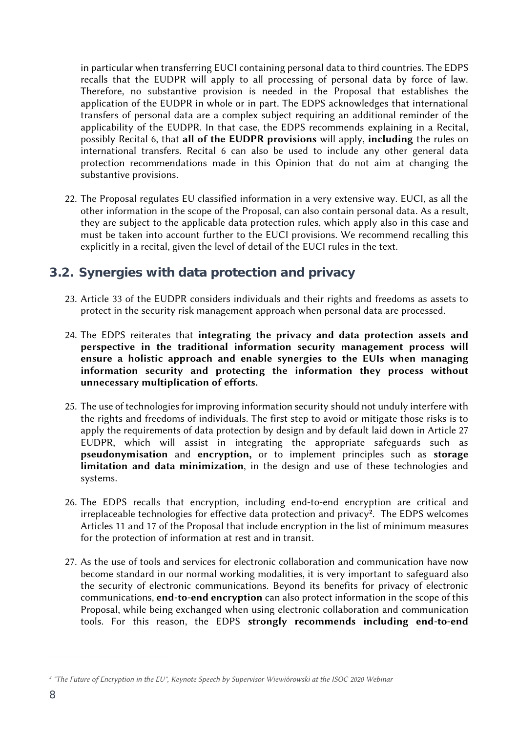in particular when transferring EUCI containing personal data to third countries. The EDPS recalls that the EUDPR will apply to all processing of personal data by force of law. Therefore, no substantive provision is needed in the Proposal that establishes the application of the EUDPR in whole or in part. The EDPS acknowledges that international transfers of personal data are a complex subject requiring an additional reminder of the applicability of the EUDPR. In that case, the EDPS recommends explaining in a Recital, possibly Recital 6, that **all of the EUDPR provisions** will apply, **including** the rules on international transfers. Recital 6 can also be used to include any other general data protection recommendations made in this Opinion that do not aim at changing the substantive provisions.

22. The Proposal regulates EU classified information in a very extensive way. EUCI, as all the other information in the scope of the Proposal, can also contain personal data. As a result, they are subject to the applicable data protection rules, which apply also in this case and must be taken into account further to the EUCI provisions. We recommend recalling this explicitly in a recital, given the level of detail of the EUCI rules in the text.

## 3.2. Synergies with data protection and privacy

23. Article 33 of the EUDPR considers individuals and their rights and freedoms as assets to protect in the security risk management approach when personal data are processed.

24. The EDPS reiterates that **integrating the privacy and data protection assets and perspective in the traditional information security management process will ensure a holistic approach and enable synergies to the EUIs when managing information security and protecting the information they process without unnecessary multiplication of efforts.**

25. The use of technologies for improving information security should not unduly interfere with the rights and freedoms of individuals. The first step to avoid or mitigate those risks is to apply the requirements of data protection by design and by default laid down in Article 27 EUDPR, which will assist in integrating the appropriate safeguards such as **pseudonymisation** and **encryption,** or to implement principles such as **storage limitation and data minimization**, in the design and use of these technologies and systems.

26. The EDPS recalls that encryption, including end-to-end encryption are critical and irreplaceable technologies for effective data protection and privacy[2]. The EDPS welcomes Articles 11 and 17 of the Proposal that include encryption in the list of minimum measures for the protection of information at rest and in transit.

27. As the use of tools and services for electronic collaboration and communication have now become standard in our normal working modalities, it is very important to safeguard also the security of electronic communications. Beyond its benefits for privacy of electronic communications, **end-to-end encryption** can also protect information in the scope of this Proposal, while being exchanged when using electronic collaboration and communication tools. For this reason, the EDPS **strongly recommends including end-to-end**

---

[2] *"The Future of Encryption in the EU", Keynote Speech by Supervisor Wiewiórowski at the ISOC 2020 Webinar*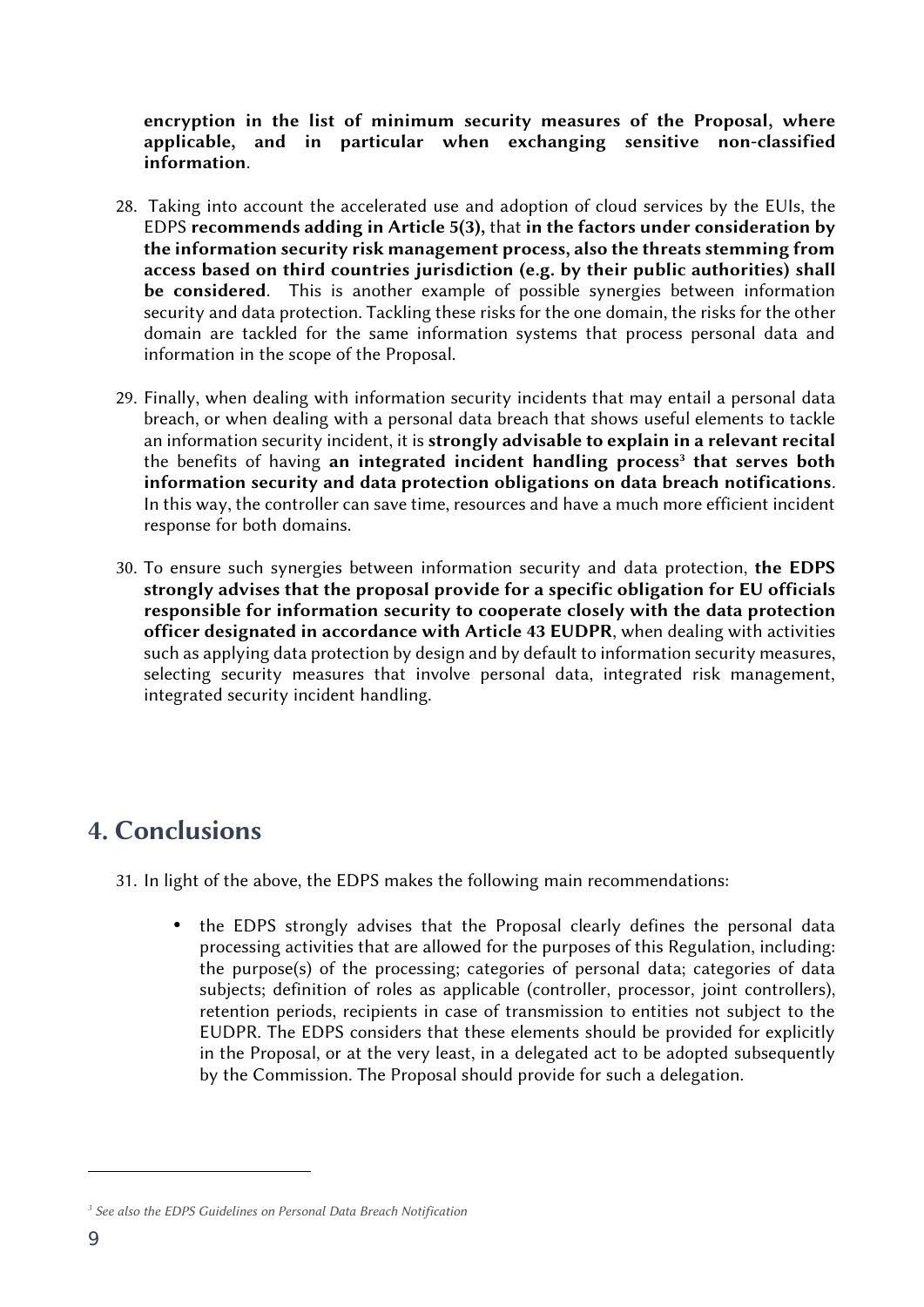**encryption in the list of minimum security measures of the Proposal, where applicable, and in particular when exchanging sensitive non-classified information**.

28. Taking into account the accelerated use and adoption of cloud services by the EUIs, the EDPS **recommends adding in Article 5(3),** that **in the factors under consideration by the information security risk management process, also the threats stemming from access based on third countries jurisdiction (e.g. by their public authorities) shall be considered**. This is another example of possible synergies between information security and data protection. Tackling these risks for the one domain, the risks for the other domain are tackled for the same information systems that process personal data and information in the scope of the Proposal.

29. Finally, when dealing with information security incidents that may entail a personal data breach, or when dealing with a personal data breach that shows useful elements to tackle an information security incident, it is **strongly advisable to explain in a relevant recital** the benefits of having **an integrated incident handling process[3] that serves both information security and data protection obligations on data breach notifications**. In this way, the controller can save time, resources and have a much more efficient incident response for both domains.

30. To ensure such synergies between information security and data protection, **the EDPS strongly advises that the proposal provide for a specific obligation for EU officials responsible for information security to cooperate closely with the data protection officer designated in accordance with Article 43 EUDPR**, when dealing with activities such as applying data protection by design and by default to information security measures, selecting security measures that involve personal data, integrated risk management, integrated security incident handling.

## 4. Conclusions

31. In light of the above, the EDPS makes the following main recommendations:

    - the EDPS strongly advises that the Proposal clearly defines the personal data processing activities that are allowed for the purposes of this Regulation, including: the purpose(s) of the processing; categories of personal data; categories of data subjects; definition of roles as applicable (controller, processor, joint controllers), retention periods, recipients in case of transmission to entities not subject to the EUDPR. The EDPS considers that these elements should be provided for explicitly in the Proposal, or at the very least, in a delegated act to be adopted subsequently by the Commission. The Proposal should provide for such a delegation.

[3] *See also the EDPS Guidelines on Personal Data Breach Notification*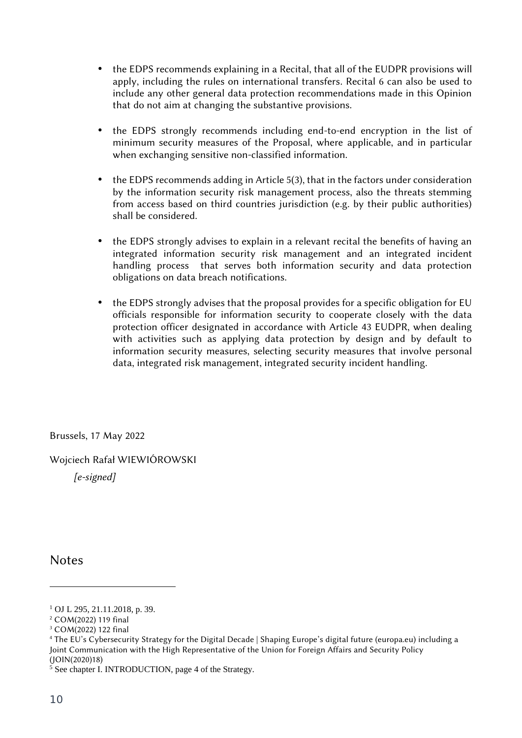- the EDPS recommends explaining in a Recital, that all of the EUDPR provisions will apply, including the rules on international transfers. Recital 6 can also be used to include any other general data protection recommendations made in this Opinion that do not aim at changing the substantive provisions.

- the EDPS strongly recommends including end-to-end encryption in the list of minimum security measures of the Proposal, where applicable, and in particular when exchanging sensitive non-classified information.

- the EDPS recommends adding in Article 5(3), that in the factors under consideration by the information security risk management process, also the threats stemming from access based on third countries jurisdiction (e.g. by their public authorities) shall be considered.

- the EDPS strongly advises to explain in a relevant recital the benefits of having an integrated information security risk management and an integrated incident handling process that serves both information security and data protection obligations on data breach notifications.

- the EDPS strongly advises that the proposal provides for a specific obligation for EU officials responsible for information security to cooperate closely with the data protection officer designated in accordance with Article 43 EUDPR, when dealing with activities such as applying data protection by design and by default to information security measures, selecting security measures that involve personal data, integrated risk management, integrated security incident handling.

Brussels, 17 May 2022

Wojciech Rafał WIEWIÓROWSKI

*[e-signed]*

## Notes

---

[1] OJ L 295, 21.11.2018, p. 39.

[2] COM(2022) 119 final

[3] COM(2022) 122 final

[4] The EU's Cybersecurity Strategy for the Digital Decade | Shaping Europe's digital future (europa.eu) including a Joint Communication with the High Representative of the Union for Foreign Affairs and Security Policy (JOIN(2020)18)

[5] See chapter I. INTRODUCTION, page 4 of the Strategy.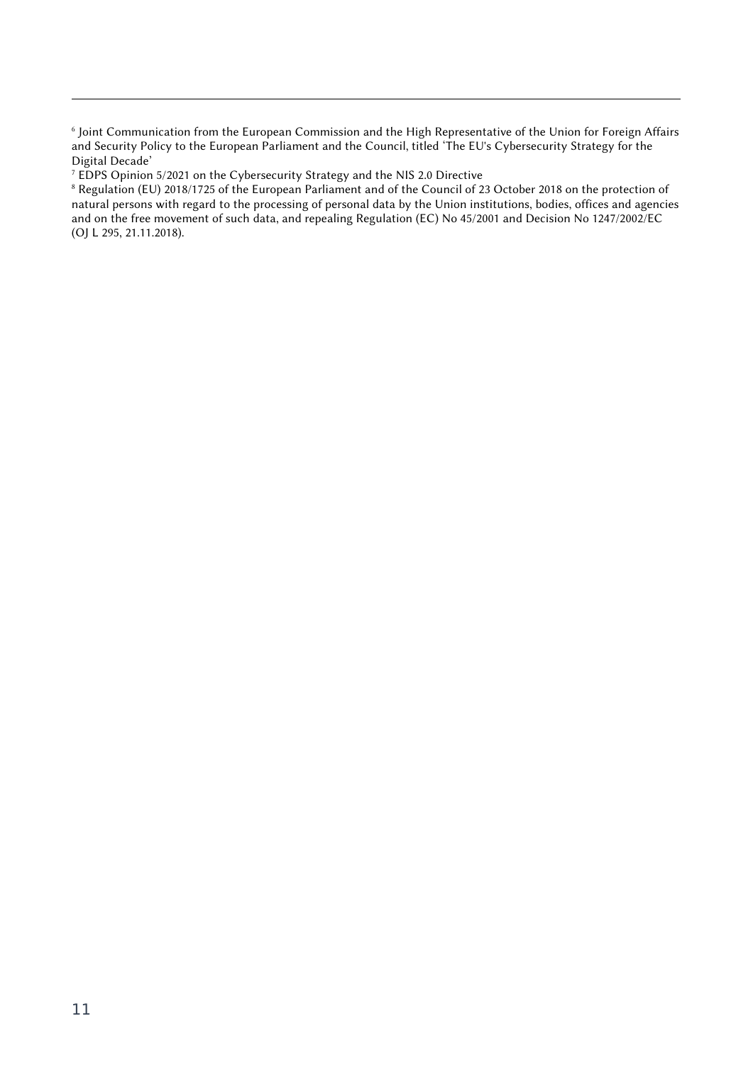[6] Joint Communication from the European Commission and the High Representative of the Union for Foreign Affairs and Security Policy to the European Parliament and the Council, titled 'The EU's Cybersecurity Strategy for the Digital Decade'

[7] EDPS Opinion 5/2021 on the Cybersecurity Strategy and the NIS 2.0 Directive

[8] Regulation (EU) 2018/1725 of the European Parliament and of the Council of 23 October 2018 on the protection of natural persons with regard to the processing of personal data by the Union institutions, bodies, offices and agencies and on the free movement of such data, and repealing Regulation (EC) No 45/2001 and Decision No 1247/2002/EC (OJ L 295, 21.11.2018).